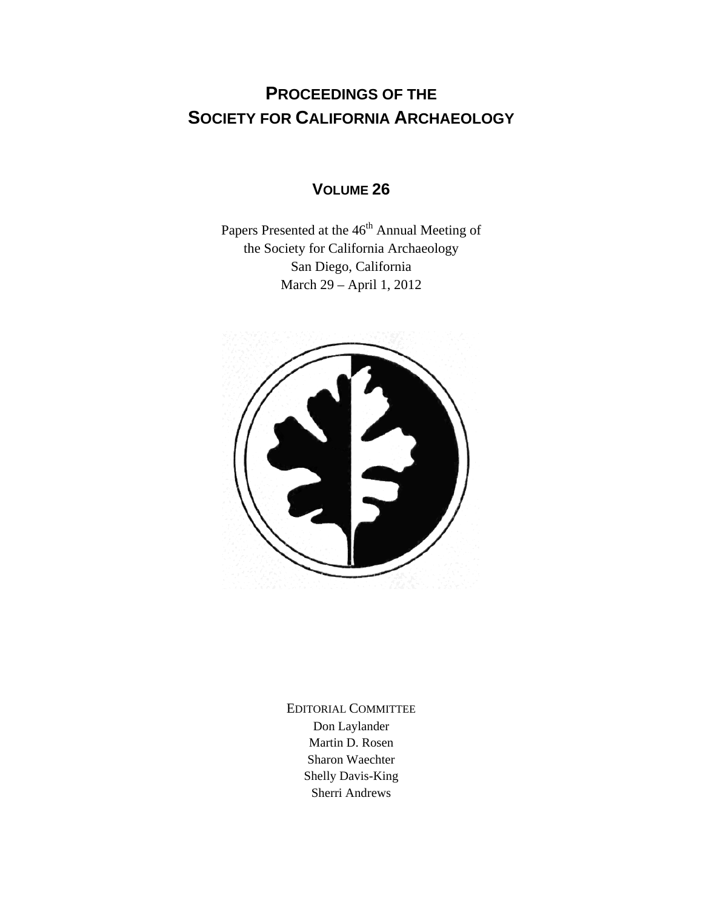# PROCEEDINGS OF THE SOCIETY FOR CALIFORNIA ARCHAEOLOGY

## VOLUME 26

Papers Presented at the 46th Annual Meeting of
the Society for California Archaeology
San Diego, California
March 29 – April 1, 2012

EDITORIAL COMMITTEE

Don Laylander
Martin D. Rosen
Sharon Waechter
Shelly Davis-King
Sherri Andrews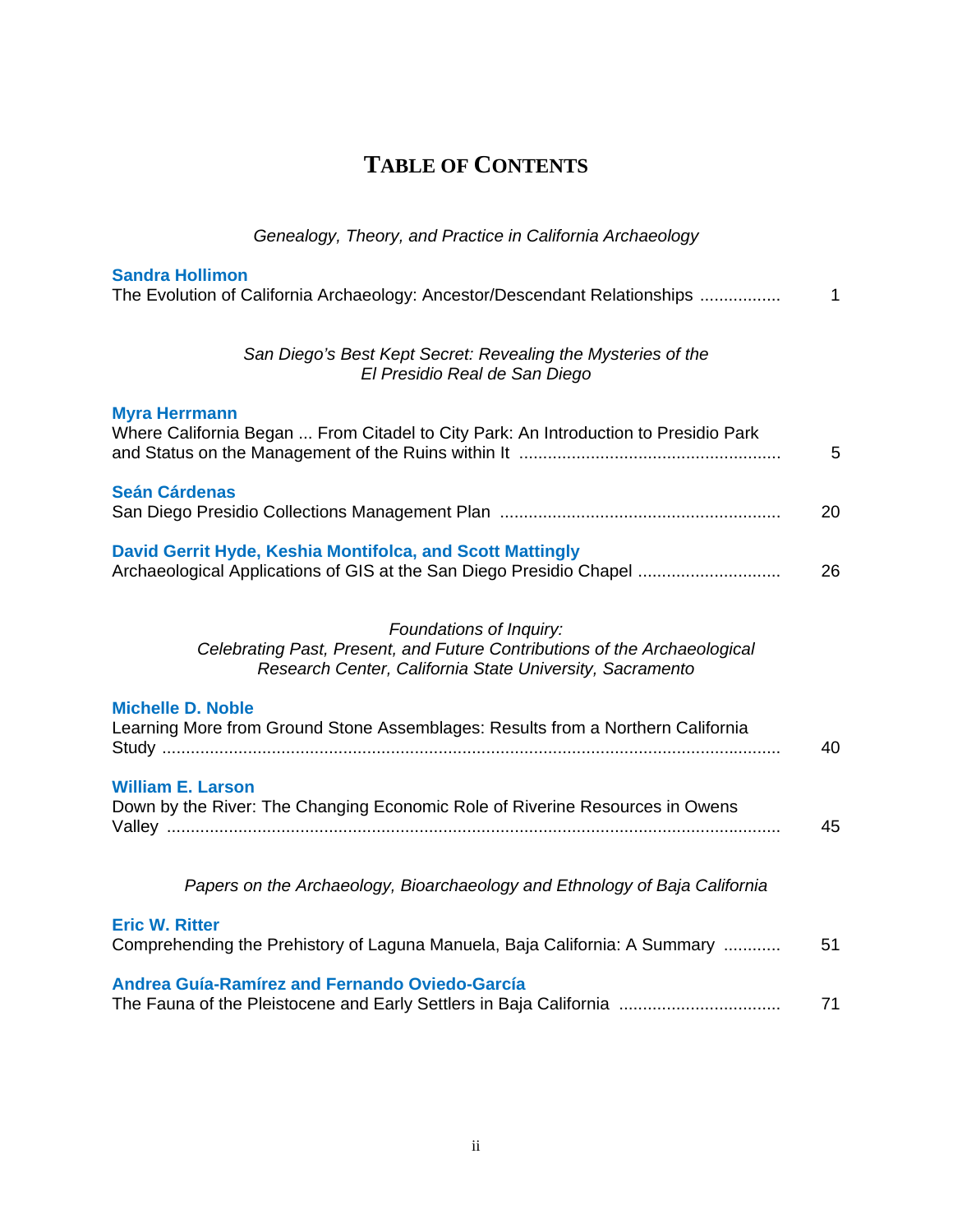# Table of Contents

*Genealogy, Theory, and Practice in California Archaeology*

**Sandra Hollimon**
The Evolution of California Archaeology: Ancestor/Descendant Relationships ................. 1

*San Diego's Best Kept Secret: Revealing the Mysteries of the El Presidio Real de San Diego*

**Myra Herrmann**
Where California Began ... From Citadel to City Park: An Introduction to Presidio Park and Status on the Management of the Ruins within It ...................................................... 5

**Seán Cárdenas**
San Diego Presidio Collections Management Plan .......................................................... 20

**David Gerrit Hyde, Keshia Montifolca, and Scott Mattingly**
Archaeological Applications of GIS at the San Diego Presidio Chapel ............................. 26

*Foundations of Inquiry: Celebrating Past, Present, and Future Contributions of the Archaeological Research Center, California State University, Sacramento*

**Michelle D. Noble**
Learning More from Ground Stone Assemblages: Results from a Northern California Study ................................................................................................................ 40

**William E. Larson**
Down by the River: The Changing Economic Role of Riverine Resources in Owens Valley ................................................................................................................ 45

*Papers on the Archaeology, Bioarchaeology and Ethnology of Baja California*

**Eric W. Ritter**
Comprehending the Prehistory of Laguna Manuela, Baja California: A Summary ............ 51

**Andrea Guía-Ramírez and Fernando Oviedo-García**
The Fauna of the Pleistocene and Early Settlers in Baja California ................................. 71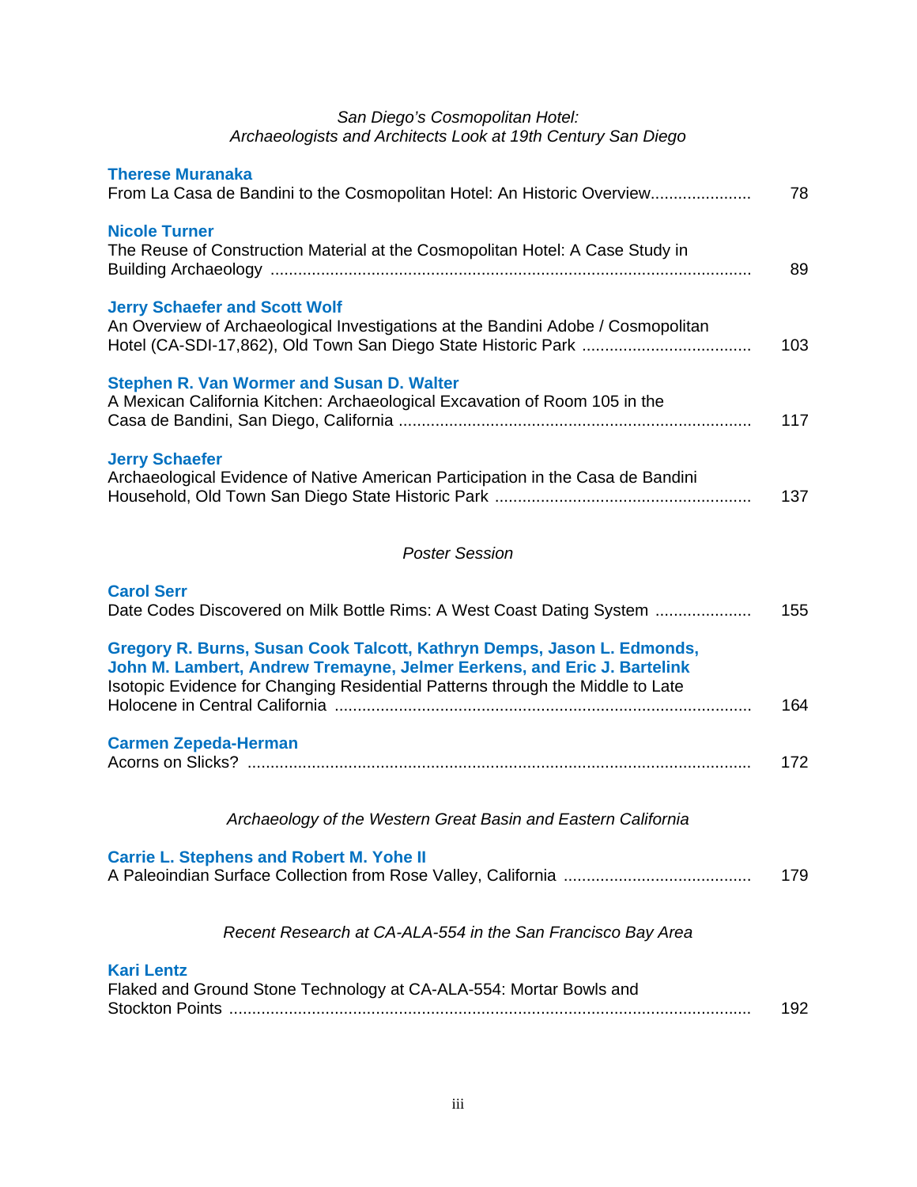*San Diego's Cosmopolitan Hotel:*
*Archaeologists and Architects Look at 19th Century San Diego*

**Therese Muranaka**
From La Casa de Bandini to the Cosmopolitan Hotel: An Historic Overview...................... 78

**Nicole Turner**
The Reuse of Construction Material at the Cosmopolitan Hotel: A Case Study in Building Archaeology ........................................................................................................ 89

**Jerry Schaefer and Scott Wolf**
An Overview of Archaeological Investigations at the Bandini Adobe / Cosmopolitan Hotel (CA-SDI-17,862), Old Town San Diego State Historic Park ..................................... 103

**Stephen R. Van Wormer and Susan D. Walter**
A Mexican California Kitchen: Archaeological Excavation of Room 105 in the Casa de Bandini, San Diego, California ............................................................................ 117

**Jerry Schaefer**
Archaeological Evidence of Native American Participation in the Casa de Bandini Household, Old Town San Diego State Historic Park ....................................................... 137

*Poster Session*

**Carol Serr**
Date Codes Discovered on Milk Bottle Rims: A West Coast Dating System ..................... 155

**Gregory R. Burns, Susan Cook Talcott, Kathryn Demps, Jason L. Edmonds, John M. Lambert, Andrew Tremayne, Jelmer Eerkens, and Eric J. Bartelink**
Isotopic Evidence for Changing Residential Patterns through the Middle to Late Holocene in Central California .......................................................................................... 164

**Carmen Zepeda-Herman**
Acorns on Slicks? ............................................................................................................ 172

*Archaeology of the Western Great Basin and Eastern California*

**Carrie L. Stephens and Robert M. Yohe II**
A Paleoindian Surface Collection from Rose Valley, California ........................................ 179

*Recent Research at CA-ALA-554 in the San Francisco Bay Area*

**Kari Lentz**
Flaked and Ground Stone Technology at CA-ALA-554: Mortar Bowls and Stockton Points ................................................................................................................ 192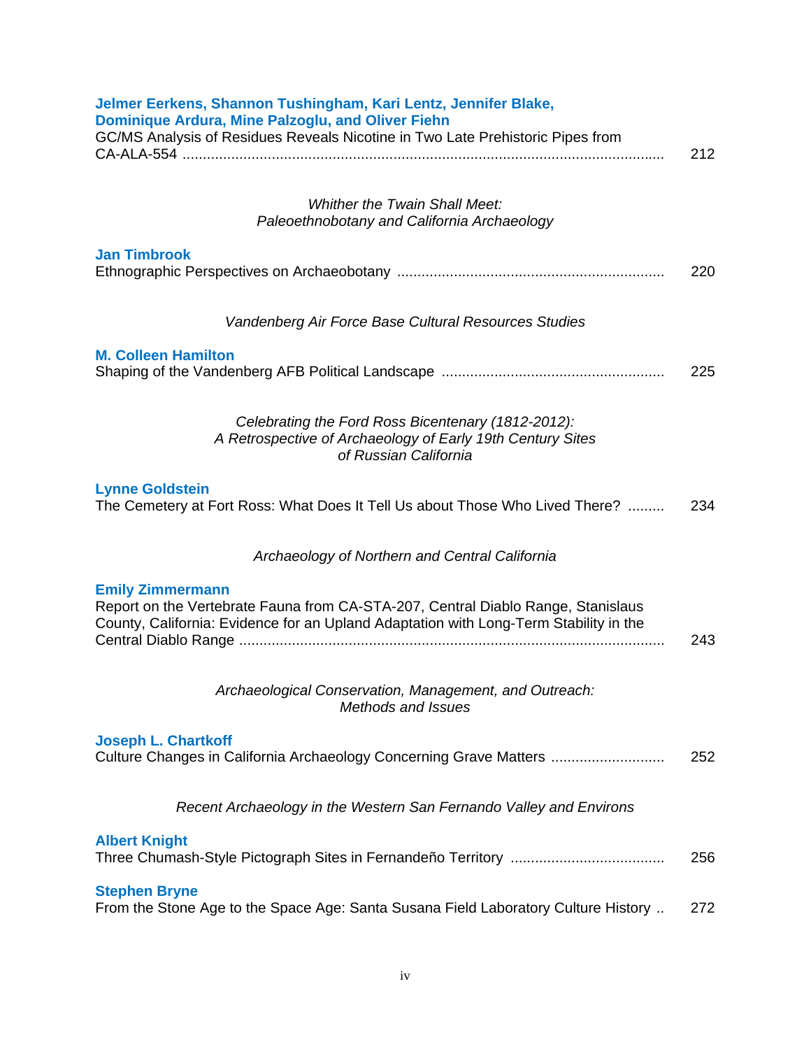**Jelmer Eerkens, Shannon Tushingham, Kari Lentz, Jennifer Blake, Dominique Ardura, Mine Palzoglu, and Oliver Fiehn**
GC/MS Analysis of Residues Reveals Nicotine in Two Late Prehistoric Pipes from CA-ALA-554 ........ 212

*Whither the Twain Shall Meet: Paleoethnobotany and California Archaeology*

**Jan Timbrook**
Ethnographic Perspectives on Archaeobotany ........ 220

*Vandenberg Air Force Base Cultural Resources Studies*

**M. Colleen Hamilton**
Shaping of the Vandenberg AFB Political Landscape ........ 225

*Celebrating the Ford Ross Bicentenary (1812-2012): A Retrospective of Archaeology of Early 19th Century Sites of Russian California*

**Lynne Goldstein**
The Cemetery at Fort Ross: What Does It Tell Us about Those Who Lived There? ........ 234

*Archaeology of Northern and Central California*

**Emily Zimmermann**
Report on the Vertebrate Fauna from CA-STA-207, Central Diablo Range, Stanislaus County, California: Evidence for an Upland Adaptation with Long-Term Stability in the Central Diablo Range ........ 243

*Archaeological Conservation, Management, and Outreach: Methods and Issues*

**Joseph L. Chartkoff**
Culture Changes in California Archaeology Concerning Grave Matters ........ 252

*Recent Archaeology in the Western San Fernando Valley and Environs*

**Albert Knight**
Three Chumash-Style Pictograph Sites in Fernandeño Territory ........ 256

**Stephen Bryne**
From the Stone Age to the Space Age: Santa Susana Field Laboratory Culture History .. 272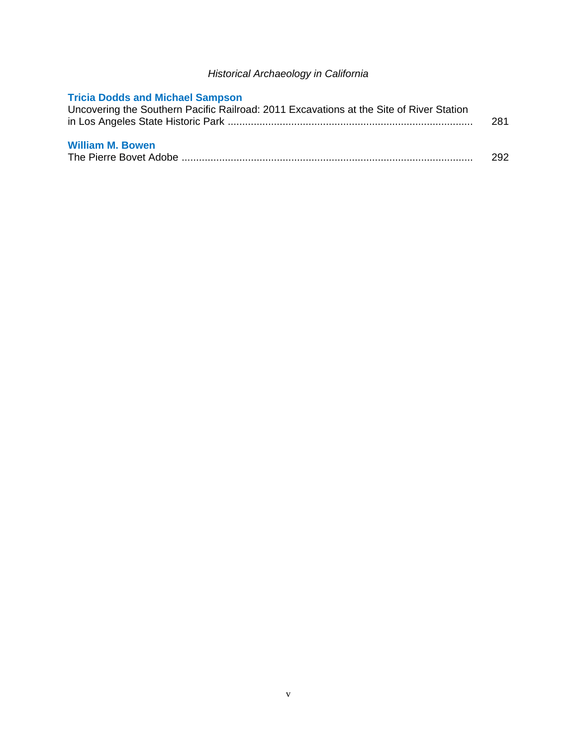**Tricia Dodds and Michael Sampson**
Uncovering the Southern Pacific Railroad: 2011 Excavations at the Site of River Station in Los Angeles State Historic Park .................................................................................... 281

**William M. Bowen**
The Pierre Bovet Adobe .................................................................................................... 292